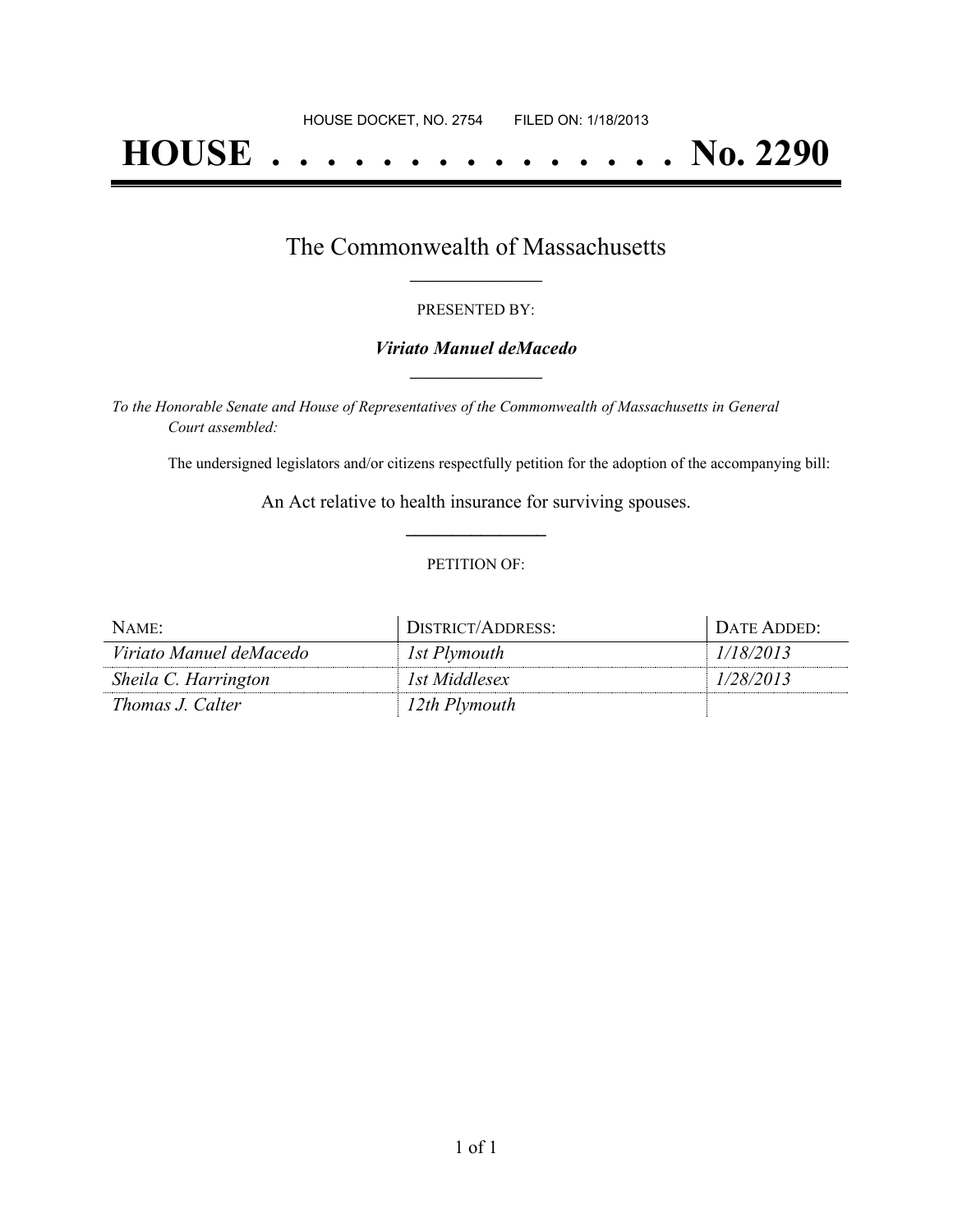HOUSE DOCKET, NO. 2754 FILED ON: 1/18/2013

# HOUSE . . . . . . . . . . . . . . . No. 2290

## The Commonwealth of Massachusetts

PRESENTED BY:

***Viriato Manuel deMacedo***

*To the Honorable Senate and House of Representatives of the Commonwealth of Massachusetts in General Court assembled:*

The undersigned legislators and/or citizens respectfully petition for the adoption of the accompanying bill:

An Act relative to health insurance for surviving spouses.

PETITION OF:

| NAME: | DISTRICT/ADDRESS: | DATE ADDED: |
|---|---|---|
| *Viriato Manuel deMacedo* | *1st Plymouth* | *1/18/2013* |
| *Sheila C. Harrington* | *1st Middlesex* | *1/28/2013* |
| *Thomas J. Calter* | *12th Plymouth* | |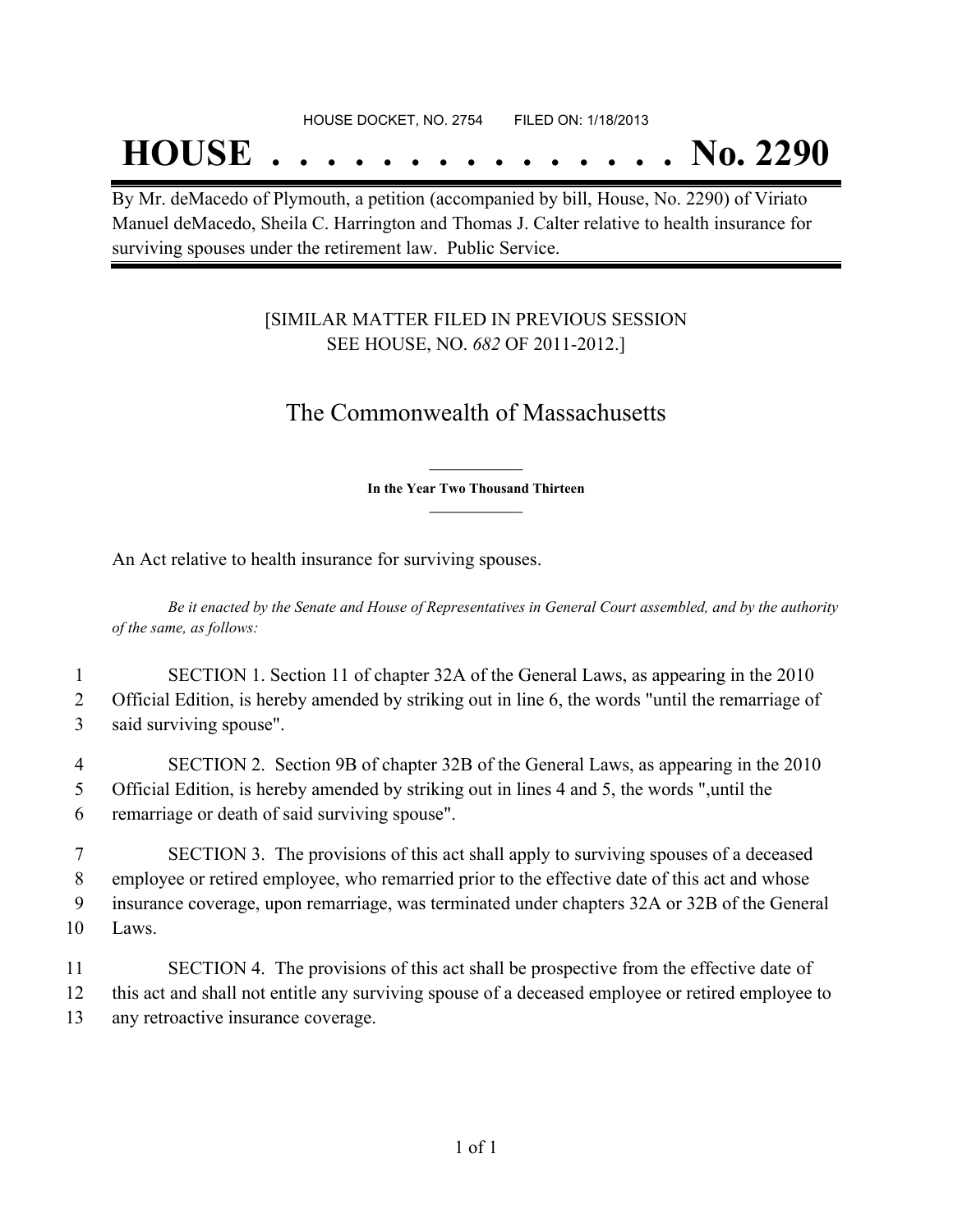HOUSE DOCKET, NO. 2754        FILED ON: 1/18/2013

# HOUSE . . . . . . . . . . . . . . . No. 2290

By Mr. deMacedo of Plymouth, a petition (accompanied by bill, House, No. 2290) of Viriato Manuel deMacedo, Sheila C. Harrington and Thomas J. Calter relative to health insurance for surviving spouses under the retirement law. Public Service.

[SIMILAR MATTER FILED IN PREVIOUS SESSION
SEE HOUSE, NO. *682* OF 2011-2012.]

## The Commonwealth of Massachusetts

**In the Year Two Thousand Thirteen**

An Act relative to health insurance for surviving spouses.

*Be it enacted by the Senate and House of Representatives in General Court assembled, and by the authority of the same, as follows:*

1 SECTION 1. Section 11 of chapter 32A of the General Laws, as appearing in the 2010
2 Official Edition, is hereby amended by striking out in line 6, the words "until the remarriage of
3 said surviving spouse".

4 SECTION 2. Section 9B of chapter 32B of the General Laws, as appearing in the 2010
5 Official Edition, is hereby amended by striking out in lines 4 and 5, the words ",until the
6 remarriage or death of said surviving spouse".

7 SECTION 3. The provisions of this act shall apply to surviving spouses of a deceased
8 employee or retired employee, who remarried prior to the effective date of this act and whose
9 insurance coverage, upon remarriage, was terminated under chapters 32A or 32B of the General
10 Laws.

11 SECTION 4. The provisions of this act shall be prospective from the effective date of
12 this act and shall not entitle any surviving spouse of a deceased employee or retired employee to
13 any retroactive insurance coverage.